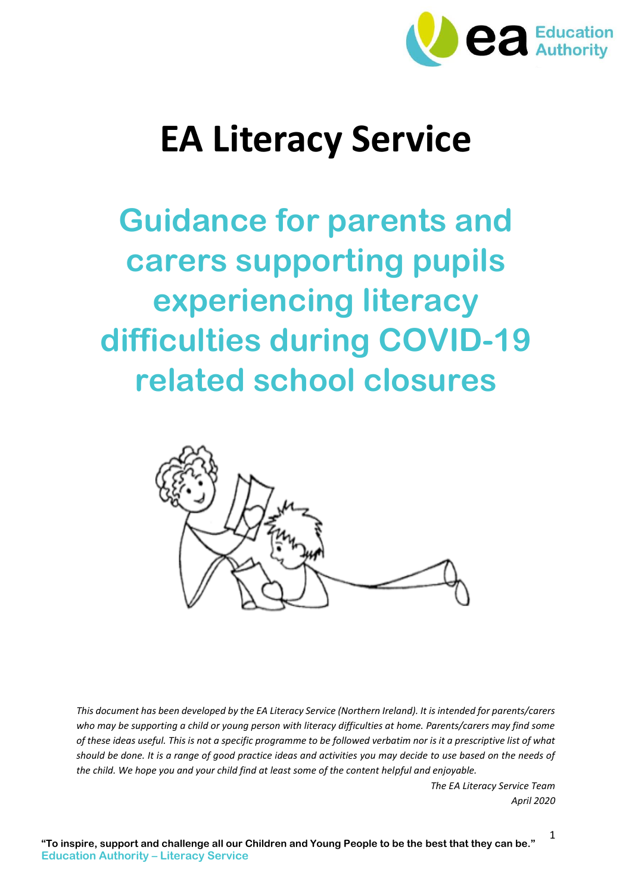# EA Literacy Service

## Guidance for parents and carers supporting pupils experiencing literacy difficulties during COVID-19 related school closures

*This document has been developed by the EA Literacy Service (Northern Ireland). It is intended for parents/carers who may be supporting a child or young person with literacy difficulties at home. Parents/carers may find some of these ideas useful. This is not a specific programme to be followed verbatim nor is it a prescriptive list of what should be done. It is a range of good practice ideas and activities you may decide to use based on the needs of the child. We hope you and your child find at least some of the content helpful and enjoyable.*

*The EA Literacy Service Team*
*April 2020*

**"To inspire, support and challenge all our Children and Young People to be the best that they can be."**
**Education Authority – Literacy Service**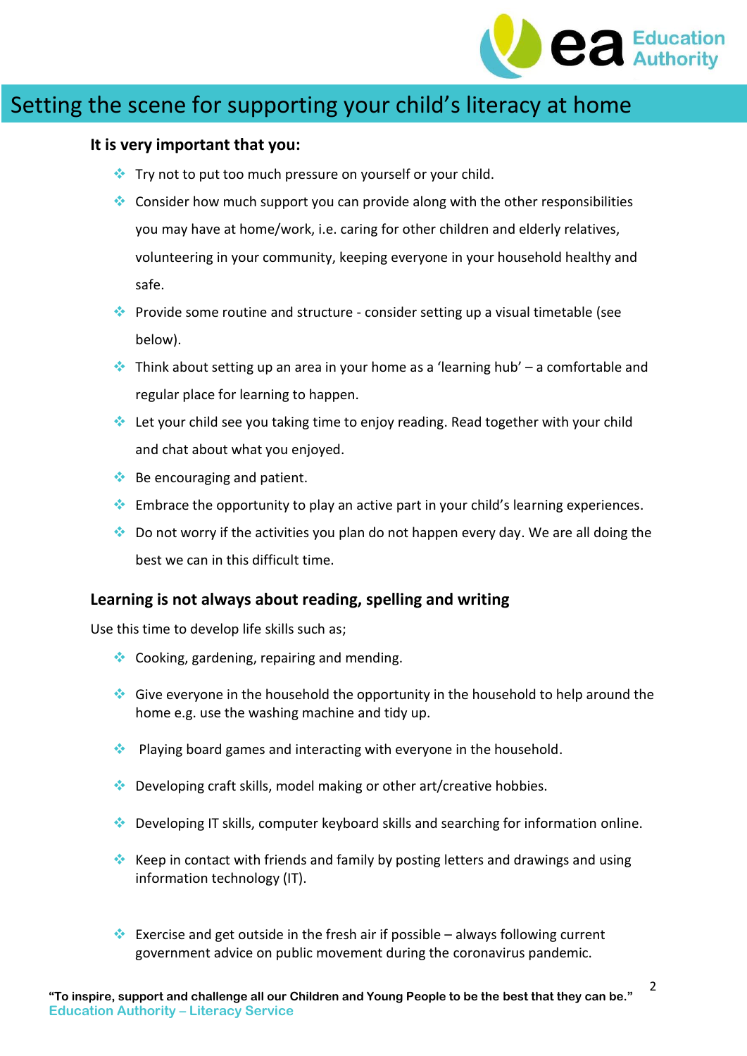# Setting the scene for supporting your child's literacy at home

**It is very important that you:**

- Try not to put too much pressure on yourself or your child.
- Consider how much support you can provide along with the other responsibilities you may have at home/work, i.e. caring for other children and elderly relatives, volunteering in your community, keeping everyone in your household healthy and safe.
- Provide some routine and structure - consider setting up a visual timetable (see below).
- Think about setting up an area in your home as a 'learning hub' – a comfortable and regular place for learning to happen.
- Let your child see you taking time to enjoy reading. Read together with your child and chat about what you enjoyed.
- Be encouraging and patient.
- Embrace the opportunity to play an active part in your child's learning experiences.
- Do not worry if the activities you plan do not happen every day. We are all doing the best we can in this difficult time.

**Learning is not always about reading, spelling and writing**

Use this time to develop life skills such as;

- Cooking, gardening, repairing and mending.
- Give everyone in the household the opportunity in the household to help around the home e.g. use the washing machine and tidy up.
- Playing board games and interacting with everyone in the household.
- Developing craft skills, model making or other art/creative hobbies.
- Developing IT skills, computer keyboard skills and searching for information online.
- Keep in contact with friends and family by posting letters and drawings and using information technology (IT).
- Exercise and get outside in the fresh air if possible – always following current government advice on public movement during the coronavirus pandemic.

**"To inspire, support and challenge all our Children and Young People to be the best that they can be."**
**Education Authority – Literacy Service**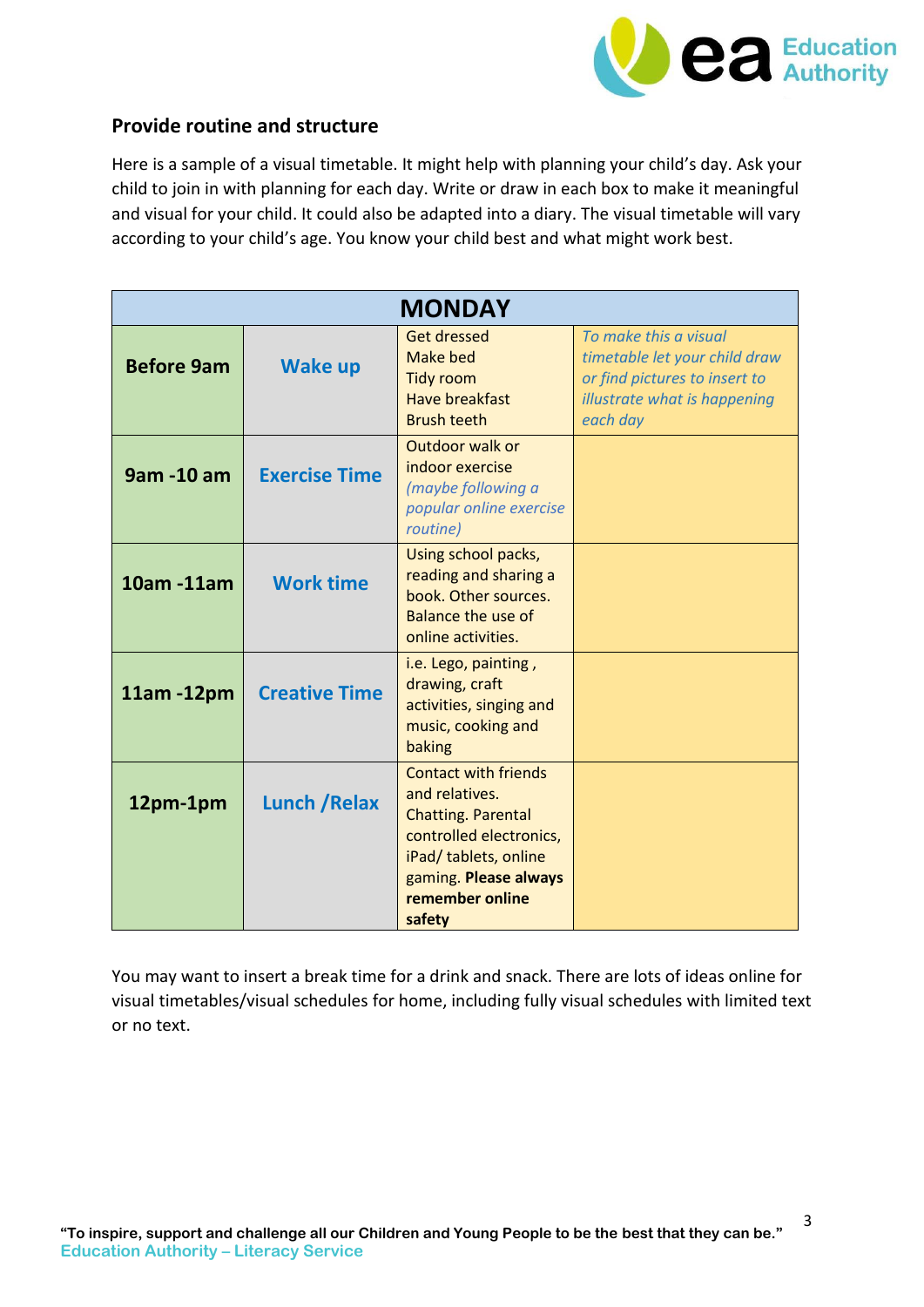## Provide routine and structure

Here is a sample of a visual timetable. It might help with planning your child's day. Ask your child to join in with planning for each day. Write or draw in each box to make it meaningful and visual for your child. It could also be adapted into a diary. The visual timetable will vary according to your child's age. You know your child best and what might work best.

| MONDAY | | | |
|---|---|---|---|
| **Before 9am** | **Wake up** | Get dressed<br>Make bed<br>Tidy room<br>Have breakfast<br>Brush teeth | *To make this a visual timetable let your child draw or find pictures to insert to illustrate what is happening each day* |
| **9am -10 am** | **Exercise Time** | Outdoor walk or indoor exercise *(maybe following a popular online exercise routine)* | |
| **10am -11am** | **Work time** | Using school packs, reading and sharing a book. Other sources. Balance the use of online activities. | |
| **11am -12pm** | **Creative Time** | i.e. Lego, painting , drawing, craft activities, singing and music, cooking and baking | |
| **12pm-1pm** | **Lunch /Relax** | Contact with friends and relatives. Chatting. Parental controlled electronics, iPad/ tablets, online gaming. **Please always remember online safety** | |

You may want to insert a break time for a drink and snack. There are lots of ideas online for visual timetables/visual schedules for home, including fully visual schedules with limited text or no text.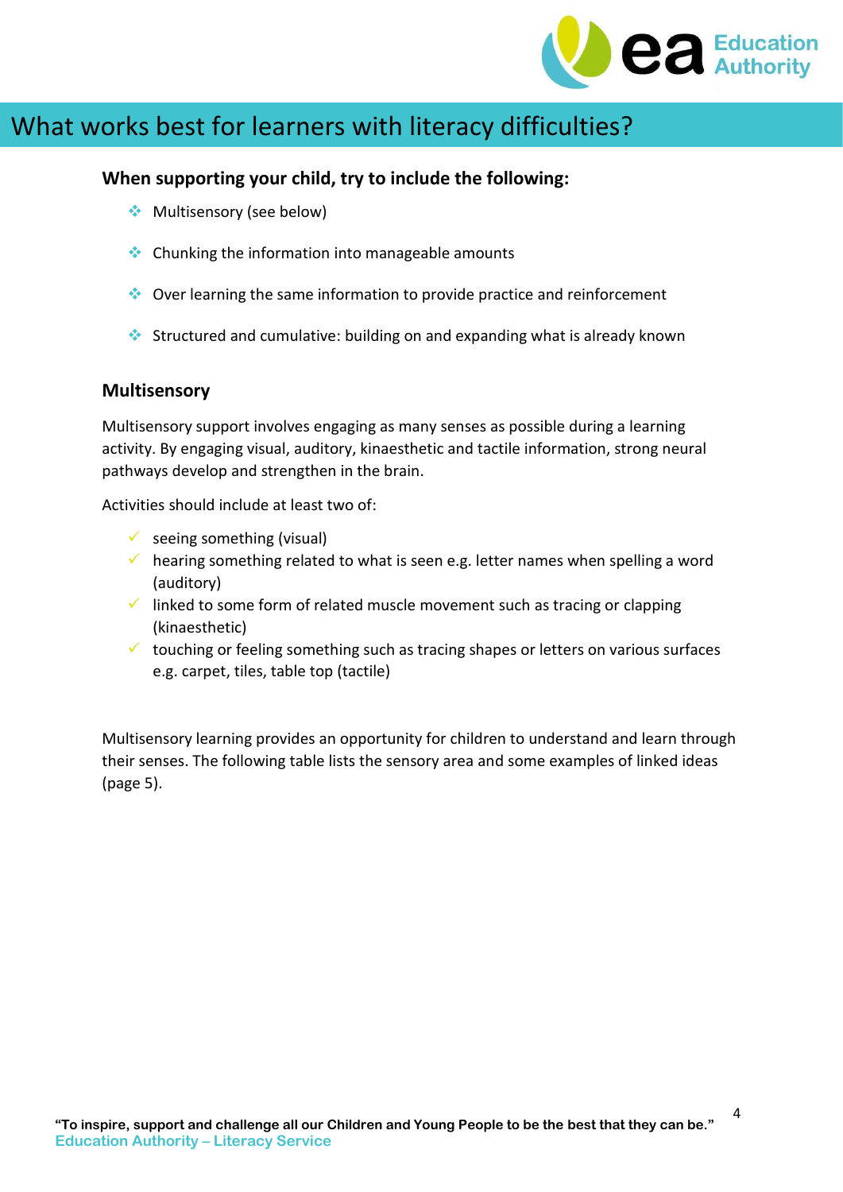# What works best for learners with literacy difficulties?

**When supporting your child, try to include the following:**

- Multisensory (see below)
- Chunking the information into manageable amounts
- Over learning the same information to provide practice and reinforcement
- Structured and cumulative: building on and expanding what is already known

## Multisensory

Multisensory support involves engaging as many senses as possible during a learning activity. By engaging visual, auditory, kinaesthetic and tactile information, strong neural pathways develop and strengthen in the brain.

Activities should include at least two of:

- ✓ seeing something (visual)
- ✓ hearing something related to what is seen e.g. letter names when spelling a word (auditory)
- ✓ linked to some form of related muscle movement such as tracing or clapping (kinaesthetic)
- ✓ touching or feeling something such as tracing shapes or letters on various surfaces e.g. carpet, tiles, table top (tactile)

Multisensory learning provides an opportunity for children to understand and learn through their senses. The following table lists the sensory area and some examples of linked ideas (page 5).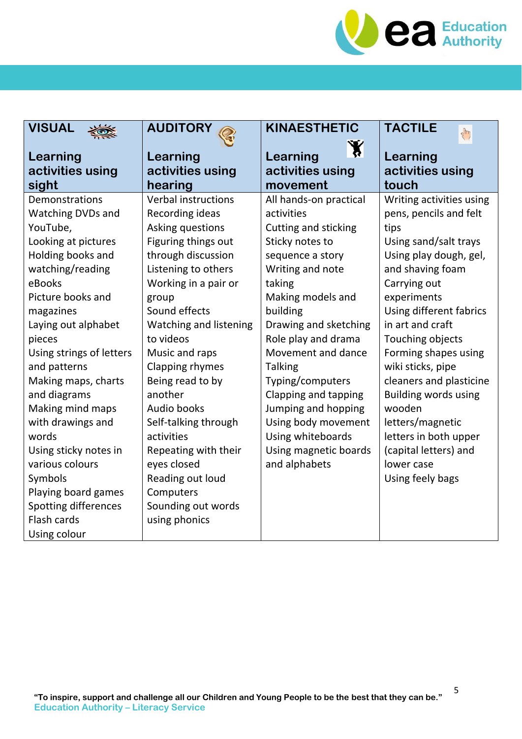| VISUAL<br><br>Learning activities using sight | AUDITORY<br><br>Learning activities using hearing | KINAESTHETIC<br><br>Learning activities using movement | TACTILE<br><br>Learning activities using touch |
|---|---|---|---|
| Demonstrations<br>Watching DVDs and YouTube,<br>Looking at pictures<br>Holding books and watching/reading eBooks<br>Picture books and magazines<br>Laying out alphabet pieces<br>Using strings of letters and patterns<br>Making maps, charts and diagrams<br>Making mind maps with drawings and words<br>Using sticky notes in various colours<br>Symbols<br>Playing board games<br>Spotting differences<br>Flash cards<br>Using colour | Verbal instructions<br>Recording ideas<br>Asking questions<br>Figuring things out through discussion<br>Listening to others<br>Working in a pair or group<br>Sound effects<br>Watching and listening to videos<br>Music and raps<br>Clapping rhymes<br>Being read to by another<br>Audio books<br>Self-talking through activities<br>Repeating with their eyes closed<br>Reading out loud<br>Computers<br>Sounding out words using phonics | All hands-on practical activities<br>Cutting and sticking<br>Sticky notes to sequence a story<br>Writing and note taking<br>Making models and building<br>Drawing and sketching<br>Role play and drama<br>Movement and dance<br>Talking<br>Typing/computers<br>Clapping and tapping<br>Jumping and hopping<br>Using body movement<br>Using whiteboards<br>Using magnetic boards and alphabets | Writing activities using pens, pencils and felt tips<br>Using sand/salt trays<br>Using play dough, gel, and shaving foam<br>Carrying out experiments<br>Using different fabrics in art and craft<br>Touching objects<br>Forming shapes using wiki sticks, pipe cleaners and plasticine<br>Building words using wooden letters/magnetic letters in both upper (capital letters) and lower case<br>Using feely bags |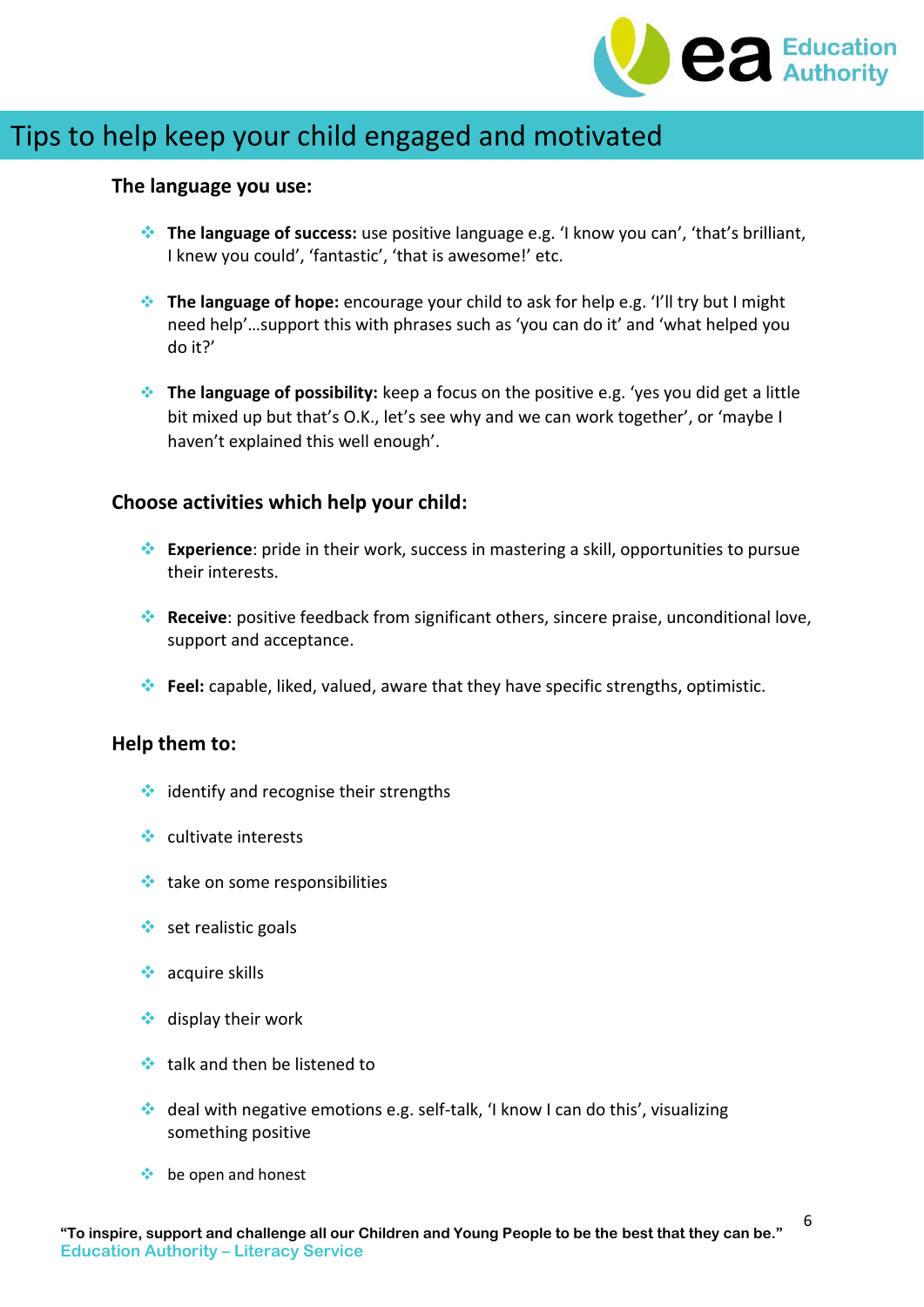# Tips to help keep your child engaged and motivated

### The language you use:

- **The language of success:** use positive language e.g. 'I know you can', 'that's brilliant, I knew you could', 'fantastic', 'that is awesome!' etc.

- **The language of hope:** encourage your child to ask for help e.g. 'I'll try but I might need help'…support this with phrases such as 'you can do it' and 'what helped you do it?'

- **The language of possibility:** keep a focus on the positive e.g. 'yes you did get a little bit mixed up but that's O.K., let's see why and we can work together', or 'maybe I haven't explained this well enough'.

### Choose activities which help your child:

- **Experience**: pride in their work, success in mastering a skill, opportunities to pursue their interests.

- **Receive**: positive feedback from significant others, sincere praise, unconditional love, support and acceptance.

- **Feel:** capable, liked, valued, aware that they have specific strengths, optimistic.

### Help them to:

- identify and recognise their strengths
- cultivate interests
- take on some responsibilities
- set realistic goals
- acquire skills
- display their work
- talk and then be listened to
- deal with negative emotions e.g. self-talk, 'I know I can do this', visualizing something positive
- be open and honest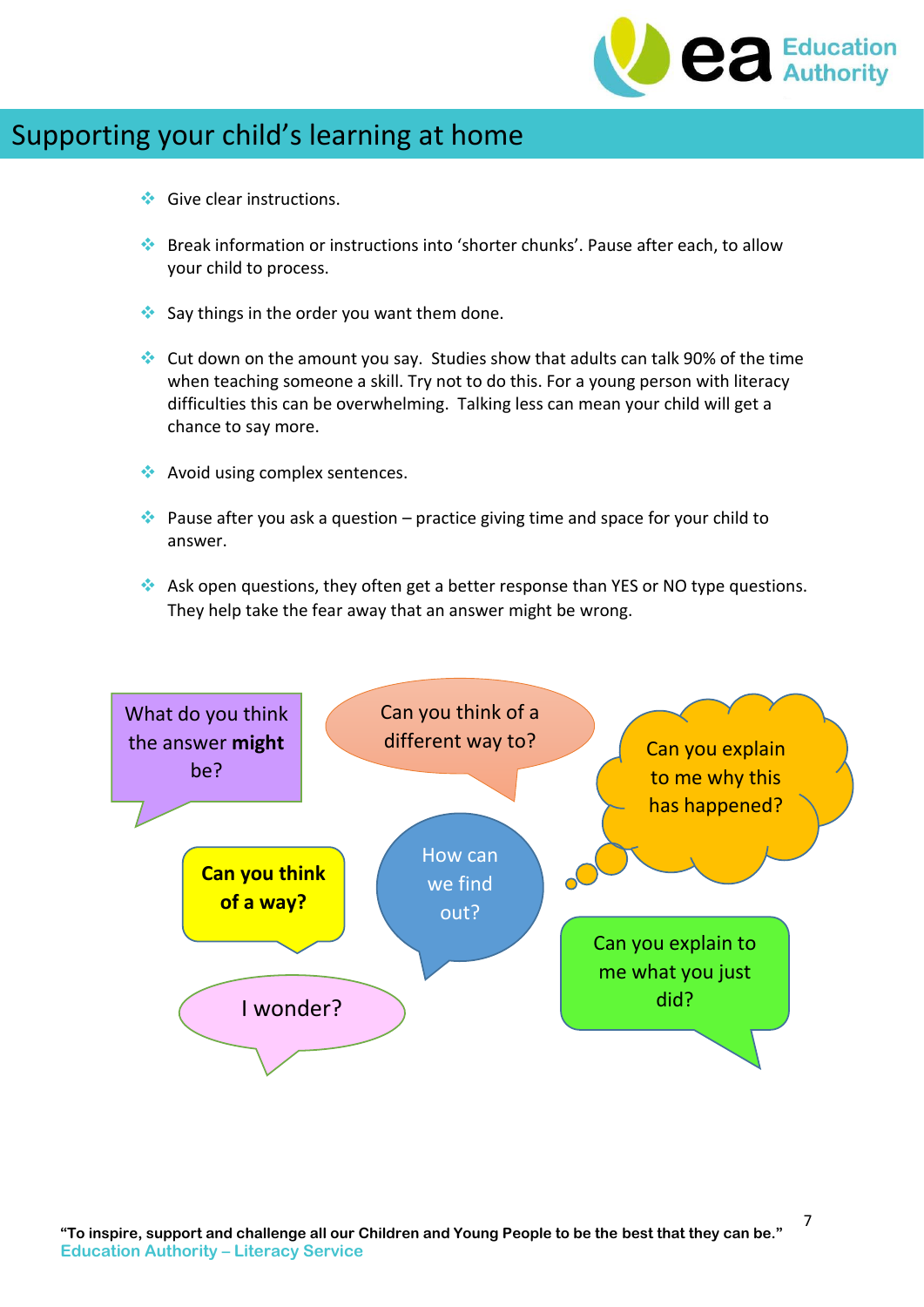# Supporting your child's learning at home

- Give clear instructions.
- Break information or instructions into 'shorter chunks'. Pause after each, to allow your child to process.
- Say things in the order you want them done.
- Cut down on the amount you say. Studies show that adults can talk 90% of the time when teaching someone a skill. Try not to do this. For a young person with literacy difficulties this can be overwhelming. Talking less can mean your child will get a chance to say more.
- Avoid using complex sentences.
- Pause after you ask a question – practice giving time and space for your child to answer.
- Ask open questions, they often get a better response than YES or NO type questions. They help take the fear away that an answer might be wrong.

What do you think the answer **might** be?

Can you think of a different way to?

Can you explain to me why this has happened?

**Can you think of a way?**

How can we find out?

Can you explain to me what you just did?

I wonder?

"To inspire, support and challenge all our Children and Young People to be the best that they can be."
Education Authority – Literacy Service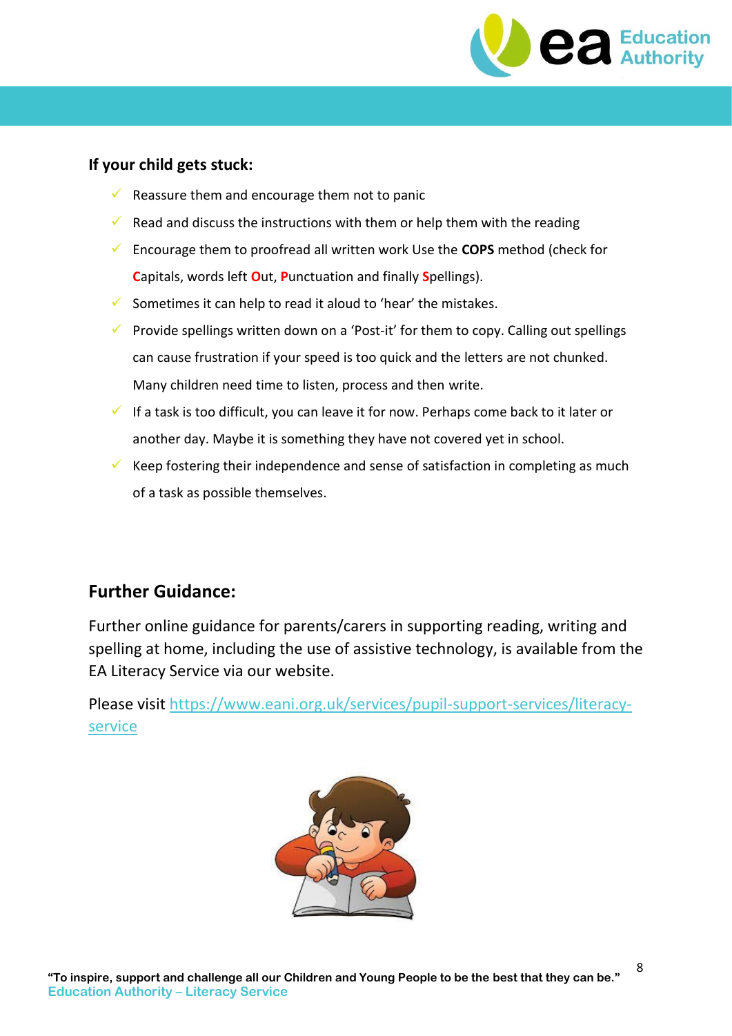## If your child gets stuck:

- Reassure them and encourage them not to panic
- Read and discuss the instructions with them or help them with the reading
- Encourage them to proofread all written work Use the **COPS** method (check for **C**apitals, words left **O**ut, **P**unctuation and finally **S**pellings).
- Sometimes it can help to read it aloud to 'hear' the mistakes.
- Provide spellings written down on a 'Post-it' for them to copy. Calling out spellings can cause frustration if your speed is too quick and the letters are not chunked. Many children need time to listen, process and then write.
- If a task is too difficult, you can leave it for now. Perhaps come back to it later or another day. Maybe it is something they have not covered yet in school.
- Keep fostering their independence and sense of satisfaction in completing as much of a task as possible themselves.

## Further Guidance:

Further online guidance for parents/carers in supporting reading, writing and spelling at home, including the use of assistive technology, is available from the EA Literacy Service via our website.

Please visit [https://www.eani.org.uk/services/pupil-support-services/literacy-service](https://www.eani.org.uk/services/pupil-support-services/literacy-service)

**"To inspire, support and challenge all our Children and Young People to be the best that they can be."**
**Education Authority – Literacy Service**